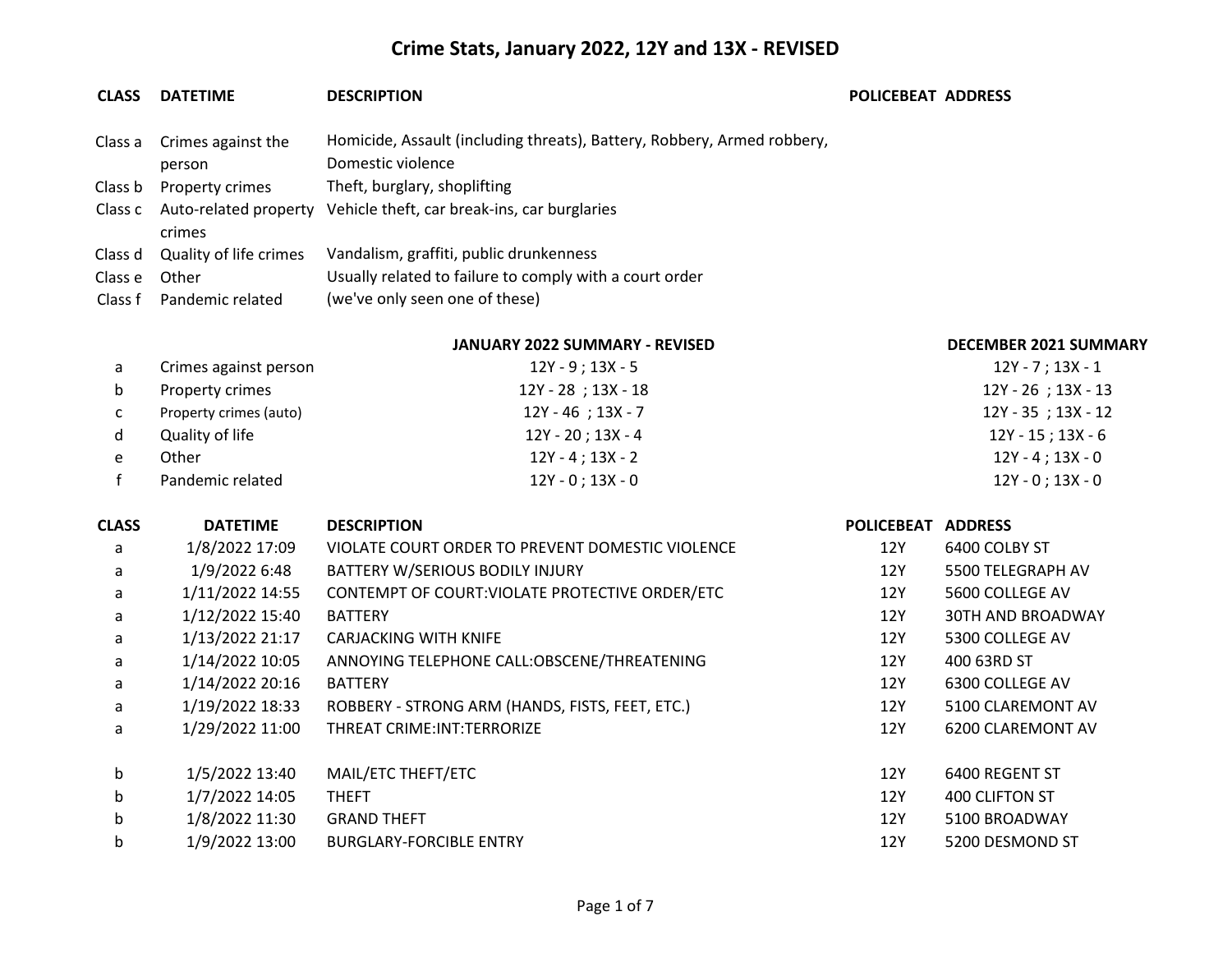# Crime Stats, January 2022, 12Y and 13X - REVISED

| CLASS | DATETIME | DESCRIPTION | POLICEBEAT | ADDRESS |
|---|---|---|---|---|
| Class a | Crimes against the person | Homicide, Assault (including threats), Battery, Robbery, Armed robbery, Domestic violence | | |
| Class b | Property crimes | Theft, burglary, shoplifting | | |
| Class c | Auto-related property crimes | Vehicle theft, car break-ins, car burglaries | | |
| Class d | Quality of life crimes | Vandalism, graffiti, public drunkenness | | |
| Class e | Other | Usually related to failure to comply with a court order | | |
| Class f | Pandemic related | (we've only seen one of these) | | |

| | | JANUARY 2022 SUMMARY - REVISED | DECEMBER 2021 SUMMARY |
|---|---|---|---|
| a | Crimes against person | 12Y - 9 ; 13X - 5 | 12Y - 7 ; 13X - 1 |
| b | Property crimes | 12Y - 28 ; 13X - 18 | 12Y - 26 ; 13X - 13 |
| c | Property crimes (auto) | 12Y - 46 ; 13X - 7 | 12Y - 35 ; 13X - 12 |
| d | Quality of life | 12Y - 20 ; 13X - 4 | 12Y - 15 ; 13X - 6 |
| e | Other | 12Y - 4 ; 13X - 2 | 12Y - 4 ; 13X - 0 |
| f | Pandemic related | 12Y - 0 ; 13X - 0 | 12Y - 0 ; 13X - 0 |

| CLASS | DATETIME | DESCRIPTION | POLICEBEAT | ADDRESS |
|---|---|---|---|---|
| a | 1/8/2022 17:09 | VIOLATE COURT ORDER TO PREVENT DOMESTIC VIOLENCE | 12Y | 6400 COLBY ST |
| a | 1/9/2022 6:48 | BATTERY W/SERIOUS BODILY INJURY | 12Y | 5500 TELEGRAPH AV |
| a | 1/11/2022 14:55 | CONTEMPT OF COURT:VIOLATE PROTECTIVE ORDER/ETC | 12Y | 5600 COLLEGE AV |
| a | 1/12/2022 15:40 | BATTERY | 12Y | 30TH AND BROADWAY |
| a | 1/13/2022 21:17 | CARJACKING WITH KNIFE | 12Y | 5300 COLLEGE AV |
| a | 1/14/2022 10:05 | ANNOYING TELEPHONE CALL:OBSCENE/THREATENING | 12Y | 400 63RD ST |
| a | 1/14/2022 20:16 | BATTERY | 12Y | 6300 COLLEGE AV |
| a | 1/19/2022 18:33 | ROBBERY - STRONG ARM (HANDS, FISTS, FEET, ETC.) | 12Y | 5100 CLAREMONT AV |
| a | 1/29/2022 11:00 | THREAT CRIME:INT:TERRORIZE | 12Y | 6200 CLAREMONT AV |
| | | | | |
| b | 1/5/2022 13:40 | MAIL/ETC THEFT/ETC | 12Y | 6400 REGENT ST |
| b | 1/7/2022 14:05 | THEFT | 12Y | 400 CLIFTON ST |
| b | 1/8/2022 11:30 | GRAND THEFT | 12Y | 5100 BROADWAY |
| b | 1/9/2022 13:00 | BURGLARY-FORCIBLE ENTRY | 12Y | 5200 DESMOND ST |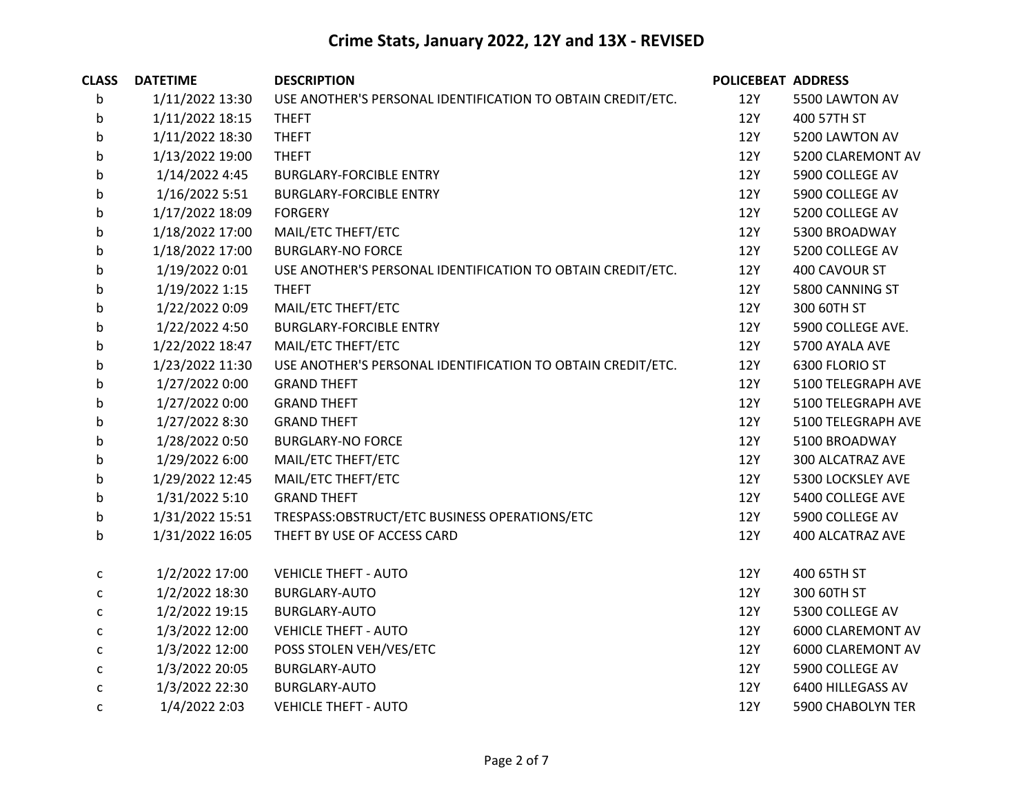# Crime Stats, January 2022, 12Y and 13X - REVISED

| CLASS | DATETIME | DESCRIPTION | POLICEBEAT | ADDRESS |
|---|---|---|---|---|
| b | 1/11/2022 13:30 | USE ANOTHER'S PERSONAL IDENTIFICATION TO OBTAIN CREDIT/ETC. | 12Y | 5500 LAWTON AV |
| b | 1/11/2022 18:15 | THEFT | 12Y | 400 57TH ST |
| b | 1/11/2022 18:30 | THEFT | 12Y | 5200 LAWTON AV |
| b | 1/13/2022 19:00 | THEFT | 12Y | 5200 CLAREMONT AV |
| b | 1/14/2022 4:45 | BURGLARY-FORCIBLE ENTRY | 12Y | 5900 COLLEGE AV |
| b | 1/16/2022 5:51 | BURGLARY-FORCIBLE ENTRY | 12Y | 5900 COLLEGE AV |
| b | 1/17/2022 18:09 | FORGERY | 12Y | 5200 COLLEGE AV |
| b | 1/18/2022 17:00 | MAIL/ETC THEFT/ETC | 12Y | 5300 BROADWAY |
| b | 1/18/2022 17:00 | BURGLARY-NO FORCE | 12Y | 5200 COLLEGE AV |
| b | 1/19/2022 0:01 | USE ANOTHER'S PERSONAL IDENTIFICATION TO OBTAIN CREDIT/ETC. | 12Y | 400 CAVOUR ST |
| b | 1/19/2022 1:15 | THEFT | 12Y | 5800 CANNING ST |
| b | 1/22/2022 0:09 | MAIL/ETC THEFT/ETC | 12Y | 300 60TH ST |
| b | 1/22/2022 4:50 | BURGLARY-FORCIBLE ENTRY | 12Y | 5900 COLLEGE AVE. |
| b | 1/22/2022 18:47 | MAIL/ETC THEFT/ETC | 12Y | 5700 AYALA AVE |
| b | 1/23/2022 11:30 | USE ANOTHER'S PERSONAL IDENTIFICATION TO OBTAIN CREDIT/ETC. | 12Y | 6300 FLORIO ST |
| b | 1/27/2022 0:00 | GRAND THEFT | 12Y | 5100 TELEGRAPH AVE |
| b | 1/27/2022 0:00 | GRAND THEFT | 12Y | 5100 TELEGRAPH AVE |
| b | 1/27/2022 8:30 | GRAND THEFT | 12Y | 5100 TELEGRAPH AVE |
| b | 1/28/2022 0:50 | BURGLARY-NO FORCE | 12Y | 5100 BROADWAY |
| b | 1/29/2022 6:00 | MAIL/ETC THEFT/ETC | 12Y | 300 ALCATRAZ AVE |
| b | 1/29/2022 12:45 | MAIL/ETC THEFT/ETC | 12Y | 5300 LOCKSLEY AVE |
| b | 1/31/2022 5:10 | GRAND THEFT | 12Y | 5400 COLLEGE AVE |
| b | 1/31/2022 15:51 | TRESPASS:OBSTRUCT/ETC BUSINESS OPERATIONS/ETC | 12Y | 5900 COLLEGE AV |
| b | 1/31/2022 16:05 | THEFT BY USE OF ACCESS CARD | 12Y | 400 ALCATRAZ AVE |
| | | | | |
| c | 1/2/2022 17:00 | VEHICLE THEFT - AUTO | 12Y | 400 65TH ST |
| c | 1/2/2022 18:30 | BURGLARY-AUTO | 12Y | 300 60TH ST |
| c | 1/2/2022 19:15 | BURGLARY-AUTO | 12Y | 5300 COLLEGE AV |
| c | 1/3/2022 12:00 | VEHICLE THEFT - AUTO | 12Y | 6000 CLAREMONT AV |
| c | 1/3/2022 12:00 | POSS STOLEN VEH/VES/ETC | 12Y | 6000 CLAREMONT AV |
| c | 1/3/2022 20:05 | BURGLARY-AUTO | 12Y | 5900 COLLEGE AV |
| c | 1/3/2022 22:30 | BURGLARY-AUTO | 12Y | 6400 HILLEGASS AV |
| c | 1/4/2022 2:03 | VEHICLE THEFT - AUTO | 12Y | 5900 CHABOLYN TER |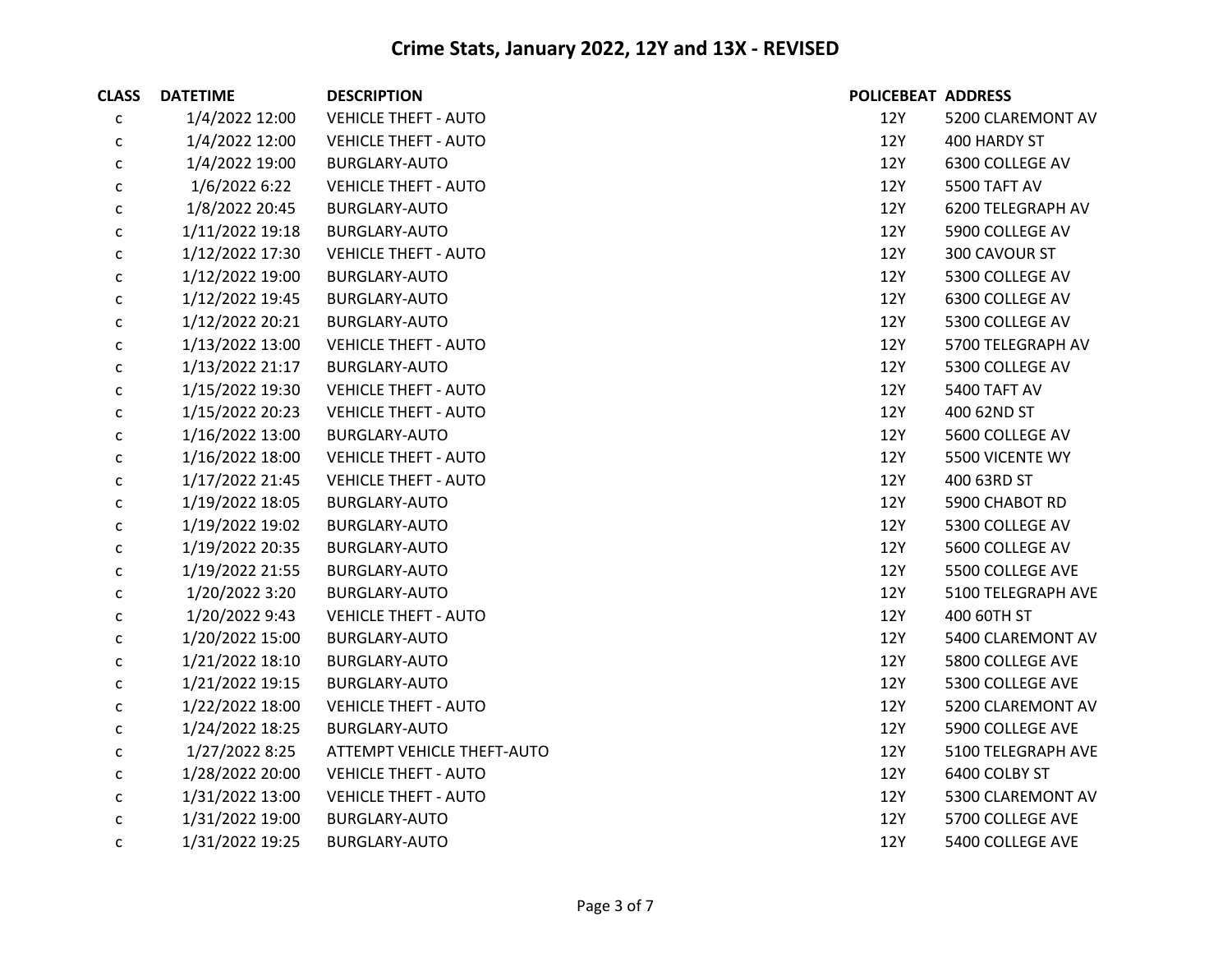# Crime Stats, January 2022, 12Y and 13X - REVISED

| CLASS | DATETIME | DESCRIPTION | POLICEBEAT | ADDRESS |
|---|---|---|---|---|
| c | 1/4/2022 12:00 | VEHICLE THEFT - AUTO | 12Y | 5200 CLAREMONT AV |
| c | 1/4/2022 12:00 | VEHICLE THEFT - AUTO | 12Y | 400 HARDY ST |
| c | 1/4/2022 19:00 | BURGLARY-AUTO | 12Y | 6300 COLLEGE AV |
| c | 1/6/2022 6:22 | VEHICLE THEFT - AUTO | 12Y | 5500 TAFT AV |
| c | 1/8/2022 20:45 | BURGLARY-AUTO | 12Y | 6200 TELEGRAPH AV |
| c | 1/11/2022 19:18 | BURGLARY-AUTO | 12Y | 5900 COLLEGE AV |
| c | 1/12/2022 17:30 | VEHICLE THEFT - AUTO | 12Y | 300 CAVOUR ST |
| c | 1/12/2022 19:00 | BURGLARY-AUTO | 12Y | 5300 COLLEGE AV |
| c | 1/12/2022 19:45 | BURGLARY-AUTO | 12Y | 6300 COLLEGE AV |
| c | 1/12/2022 20:21 | BURGLARY-AUTO | 12Y | 5300 COLLEGE AV |
| c | 1/13/2022 13:00 | VEHICLE THEFT - AUTO | 12Y | 5700 TELEGRAPH AV |
| c | 1/13/2022 21:17 | BURGLARY-AUTO | 12Y | 5300 COLLEGE AV |
| c | 1/15/2022 19:30 | VEHICLE THEFT - AUTO | 12Y | 5400 TAFT AV |
| c | 1/15/2022 20:23 | VEHICLE THEFT - AUTO | 12Y | 400 62ND ST |
| c | 1/16/2022 13:00 | BURGLARY-AUTO | 12Y | 5600 COLLEGE AV |
| c | 1/16/2022 18:00 | VEHICLE THEFT - AUTO | 12Y | 5500 VICENTE WY |
| c | 1/17/2022 21:45 | VEHICLE THEFT - AUTO | 12Y | 400 63RD ST |
| c | 1/19/2022 18:05 | BURGLARY-AUTO | 12Y | 5900 CHABOT RD |
| c | 1/19/2022 19:02 | BURGLARY-AUTO | 12Y | 5300 COLLEGE AV |
| c | 1/19/2022 20:35 | BURGLARY-AUTO | 12Y | 5600 COLLEGE AV |
| c | 1/19/2022 21:55 | BURGLARY-AUTO | 12Y | 5500 COLLEGE AVE |
| c | 1/20/2022 3:20 | BURGLARY-AUTO | 12Y | 5100 TELEGRAPH AVE |
| c | 1/20/2022 9:43 | VEHICLE THEFT - AUTO | 12Y | 400 60TH ST |
| c | 1/20/2022 15:00 | BURGLARY-AUTO | 12Y | 5400 CLAREMONT AV |
| c | 1/21/2022 18:10 | BURGLARY-AUTO | 12Y | 5800 COLLEGE AVE |
| c | 1/21/2022 19:15 | BURGLARY-AUTO | 12Y | 5300 COLLEGE AVE |
| c | 1/22/2022 18:00 | VEHICLE THEFT - AUTO | 12Y | 5200 CLAREMONT AV |
| c | 1/24/2022 18:25 | BURGLARY-AUTO | 12Y | 5900 COLLEGE AVE |
| c | 1/27/2022 8:25 | ATTEMPT VEHICLE THEFT-AUTO | 12Y | 5100 TELEGRAPH AVE |
| c | 1/28/2022 20:00 | VEHICLE THEFT - AUTO | 12Y | 6400 COLBY ST |
| c | 1/31/2022 13:00 | VEHICLE THEFT - AUTO | 12Y | 5300 CLAREMONT AV |
| c | 1/31/2022 19:00 | BURGLARY-AUTO | 12Y | 5700 COLLEGE AVE |
| c | 1/31/2022 19:25 | BURGLARY-AUTO | 12Y | 5400 COLLEGE AVE |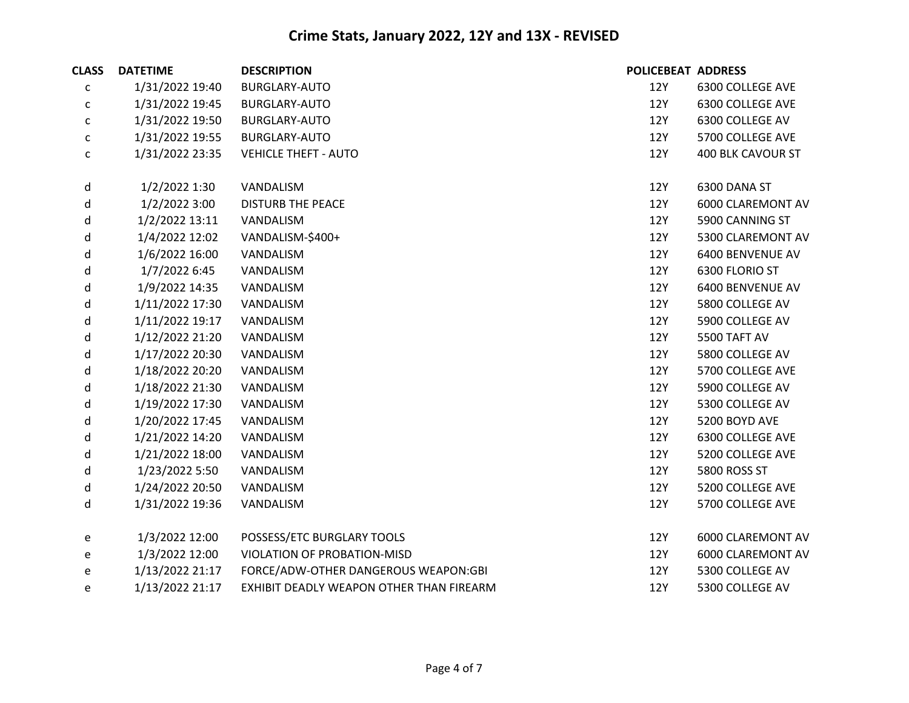# Crime Stats, January 2022, 12Y and 13X - REVISED

| CLASS | DATETIME | DESCRIPTION | POLICEBEAT | ADDRESS |
|---|---|---|---|---|
| c | 1/31/2022 19:40 | BURGLARY-AUTO | 12Y | 6300 COLLEGE AVE |
| c | 1/31/2022 19:45 | BURGLARY-AUTO | 12Y | 6300 COLLEGE AVE |
| c | 1/31/2022 19:50 | BURGLARY-AUTO | 12Y | 6300 COLLEGE AV |
| c | 1/31/2022 19:55 | BURGLARY-AUTO | 12Y | 5700 COLLEGE AVE |
| c | 1/31/2022 23:35 | VEHICLE THEFT - AUTO | 12Y | 400 BLK CAVOUR ST |
| | | | | |
| d | 1/2/2022 1:30 | VANDALISM | 12Y | 6300 DANA ST |
| d | 1/2/2022 3:00 | DISTURB THE PEACE | 12Y | 6000 CLAREMONT AV |
| d | 1/2/2022 13:11 | VANDALISM | 12Y | 5900 CANNING ST |
| d | 1/4/2022 12:02 | VANDALISM-$400+ | 12Y | 5300 CLAREMONT AV |
| d | 1/6/2022 16:00 | VANDALISM | 12Y | 6400 BENVENUE AV |
| d | 1/7/2022 6:45 | VANDALISM | 12Y | 6300 FLORIO ST |
| d | 1/9/2022 14:35 | VANDALISM | 12Y | 6400 BENVENUE AV |
| d | 1/11/2022 17:30 | VANDALISM | 12Y | 5800 COLLEGE AV |
| d | 1/11/2022 19:17 | VANDALISM | 12Y | 5900 COLLEGE AV |
| d | 1/12/2022 21:20 | VANDALISM | 12Y | 5500 TAFT AV |
| d | 1/17/2022 20:30 | VANDALISM | 12Y | 5800 COLLEGE AV |
| d | 1/18/2022 20:20 | VANDALISM | 12Y | 5700 COLLEGE AVE |
| d | 1/18/2022 21:30 | VANDALISM | 12Y | 5900 COLLEGE AV |
| d | 1/19/2022 17:30 | VANDALISM | 12Y | 5300 COLLEGE AV |
| d | 1/20/2022 17:45 | VANDALISM | 12Y | 5200 BOYD AVE |
| d | 1/21/2022 14:20 | VANDALISM | 12Y | 6300 COLLEGE AVE |
| d | 1/21/2022 18:00 | VANDALISM | 12Y | 5200 COLLEGE AVE |
| d | 1/23/2022 5:50 | VANDALISM | 12Y | 5800 ROSS ST |
| d | 1/24/2022 20:50 | VANDALISM | 12Y | 5200 COLLEGE AVE |
| d | 1/31/2022 19:36 | VANDALISM | 12Y | 5700 COLLEGE AVE |
| | | | | |
| e | 1/3/2022 12:00 | POSSESS/ETC BURGLARY TOOLS | 12Y | 6000 CLAREMONT AV |
| e | 1/3/2022 12:00 | VIOLATION OF PROBATION-MISD | 12Y | 6000 CLAREMONT AV |
| e | 1/13/2022 21:17 | FORCE/ADW-OTHER DANGEROUS WEAPON:GBI | 12Y | 5300 COLLEGE AV |
| e | 1/13/2022 21:17 | EXHIBIT DEADLY WEAPON OTHER THAN FIREARM | 12Y | 5300 COLLEGE AV |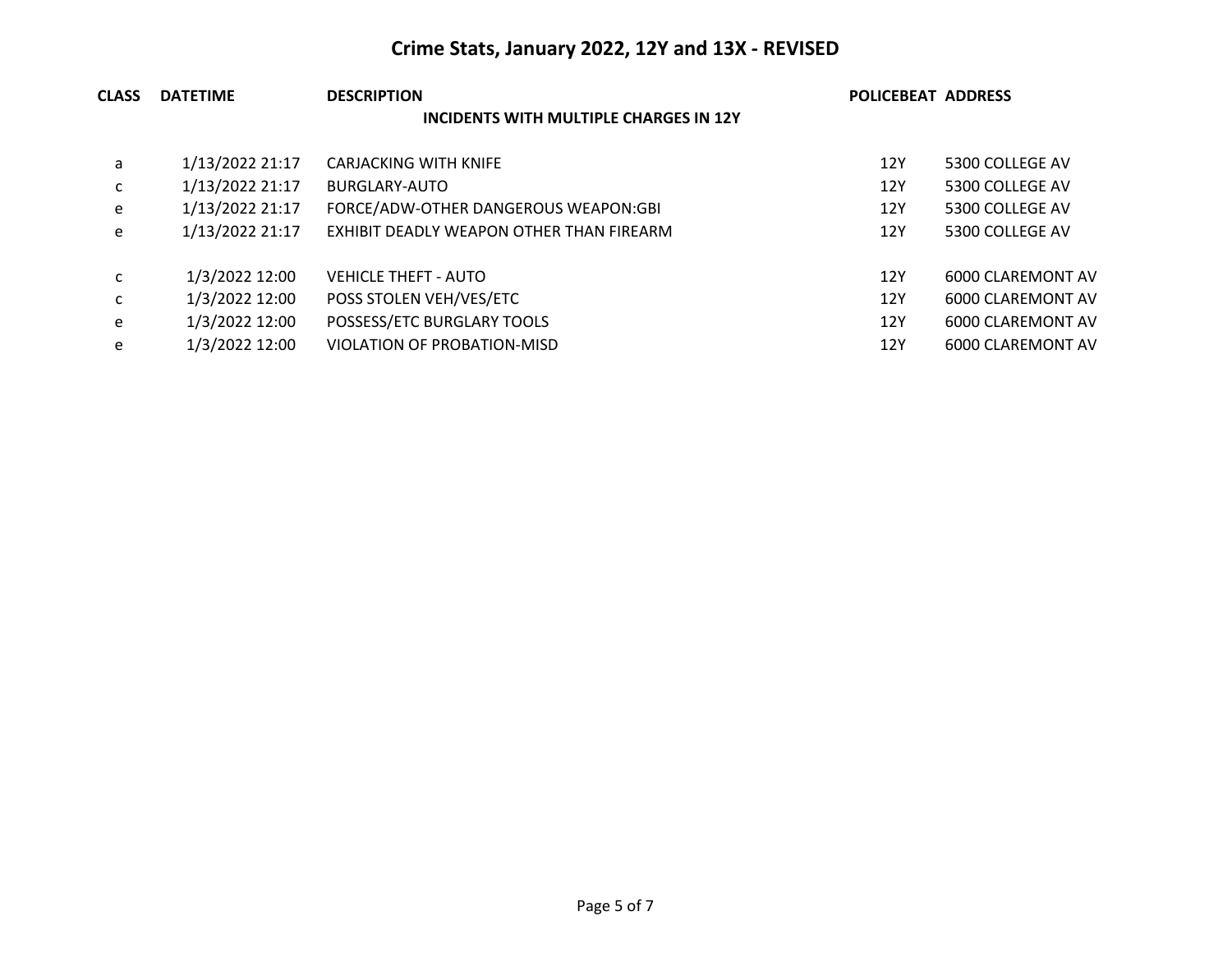# Crime Stats, January 2022, 12Y and 13X - REVISED

| CLASS | DATETIME | DESCRIPTION | POLICEBEAT | ADDRESS |
|---|---|---|---|---|
| | | **INCIDENTS WITH MULTIPLE CHARGES IN 12Y** | | |
| a | 1/13/2022 21:17 | CARJACKING WITH KNIFE | 12Y | 5300 COLLEGE AV |
| c | 1/13/2022 21:17 | BURGLARY-AUTO | 12Y | 5300 COLLEGE AV |
| e | 1/13/2022 21:17 | FORCE/ADW-OTHER DANGEROUS WEAPON:GBI | 12Y | 5300 COLLEGE AV |
| e | 1/13/2022 21:17 | EXHIBIT DEADLY WEAPON OTHER THAN FIREARM | 12Y | 5300 COLLEGE AV |
| c | 1/3/2022 12:00 | VEHICLE THEFT - AUTO | 12Y | 6000 CLAREMONT AV |
| c | 1/3/2022 12:00 | POSS STOLEN VEH/VES/ETC | 12Y | 6000 CLAREMONT AV |
| e | 1/3/2022 12:00 | POSSESS/ETC BURGLARY TOOLS | 12Y | 6000 CLAREMONT AV |
| e | 1/3/2022 12:00 | VIOLATION OF PROBATION-MISD | 12Y | 6000 CLAREMONT AV |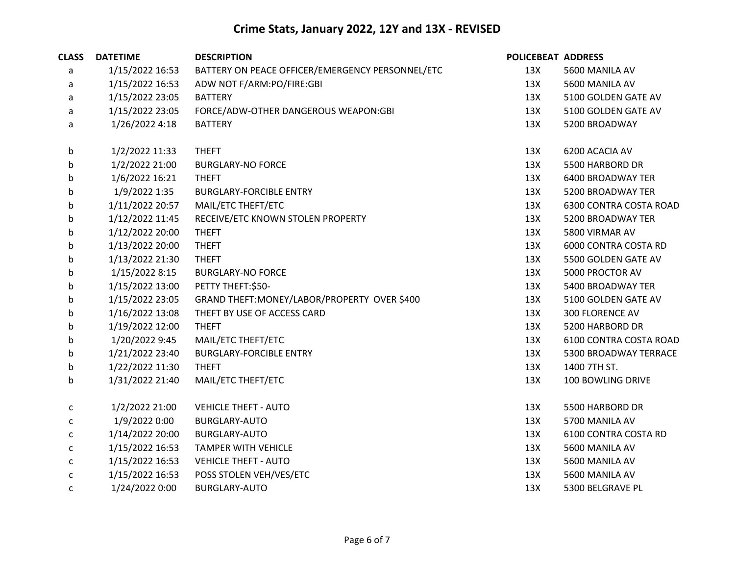# Crime Stats, January 2022, 12Y and 13X - REVISED

| CLASS | DATETIME | DESCRIPTION | POLICEBEAT | ADDRESS |
|---|---|---|---|---|
| a | 1/15/2022 16:53 | BATTERY ON PEACE OFFICER/EMERGENCY PERSONNEL/ETC | 13X | 5600 MANILA AV |
| a | 1/15/2022 16:53 | ADW NOT F/ARM:PO/FIRE:GBI | 13X | 5600 MANILA AV |
| a | 1/15/2022 23:05 | BATTERY | 13X | 5100 GOLDEN GATE AV |
| a | 1/15/2022 23:05 | FORCE/ADW-OTHER DANGEROUS WEAPON:GBI | 13X | 5100 GOLDEN GATE AV |
| a | 1/26/2022 4:18 | BATTERY | 13X | 5200 BROADWAY |
| | | | | |
| b | 1/2/2022 11:33 | THEFT | 13X | 6200 ACACIA AV |
| b | 1/2/2022 21:00 | BURGLARY-NO FORCE | 13X | 5500 HARBORD DR |
| b | 1/6/2022 16:21 | THEFT | 13X | 6400 BROADWAY TER |
| b | 1/9/2022 1:35 | BURGLARY-FORCIBLE ENTRY | 13X | 5200 BROADWAY TER |
| b | 1/11/2022 20:57 | MAIL/ETC THEFT/ETC | 13X | 6300 CONTRA COSTA ROAD |
| b | 1/12/2022 11:45 | RECEIVE/ETC KNOWN STOLEN PROPERTY | 13X | 5200 BROADWAY TER |
| b | 1/12/2022 20:00 | THEFT | 13X | 5800 VIRMAR AV |
| b | 1/13/2022 20:00 | THEFT | 13X | 6000 CONTRA COSTA RD |
| b | 1/13/2022 21:30 | THEFT | 13X | 5500 GOLDEN GATE AV |
| b | 1/15/2022 8:15 | BURGLARY-NO FORCE | 13X | 5000 PROCTOR AV |
| b | 1/15/2022 13:00 | PETTY THEFT:$50- | 13X | 5400 BROADWAY TER |
| b | 1/15/2022 23:05 | GRAND THEFT:MONEY/LABOR/PROPERTY OVER $400 | 13X | 5100 GOLDEN GATE AV |
| b | 1/16/2022 13:08 | THEFT BY USE OF ACCESS CARD | 13X | 300 FLORENCE AV |
| b | 1/19/2022 12:00 | THEFT | 13X | 5200 HARBORD DR |
| b | 1/20/2022 9:45 | MAIL/ETC THEFT/ETC | 13X | 6100 CONTRA COSTA ROAD |
| b | 1/21/2022 23:40 | BURGLARY-FORCIBLE ENTRY | 13X | 5300 BROADWAY TERRACE |
| b | 1/22/2022 11:30 | THEFT | 13X | 1400 7TH ST. |
| b | 1/31/2022 21:40 | MAIL/ETC THEFT/ETC | 13X | 100 BOWLING DRIVE |
| | | | | |
| c | 1/2/2022 21:00 | VEHICLE THEFT - AUTO | 13X | 5500 HARBORD DR |
| c | 1/9/2022 0:00 | BURGLARY-AUTO | 13X | 5700 MANILA AV |
| c | 1/14/2022 20:00 | BURGLARY-AUTO | 13X | 6100 CONTRA COSTA RD |
| c | 1/15/2022 16:53 | TAMPER WITH VEHICLE | 13X | 5600 MANILA AV |
| c | 1/15/2022 16:53 | VEHICLE THEFT - AUTO | 13X | 5600 MANILA AV |
| c | 1/15/2022 16:53 | POSS STOLEN VEH/VES/ETC | 13X | 5600 MANILA AV |
| c | 1/24/2022 0:00 | BURGLARY-AUTO | 13X | 5300 BELGRAVE PL |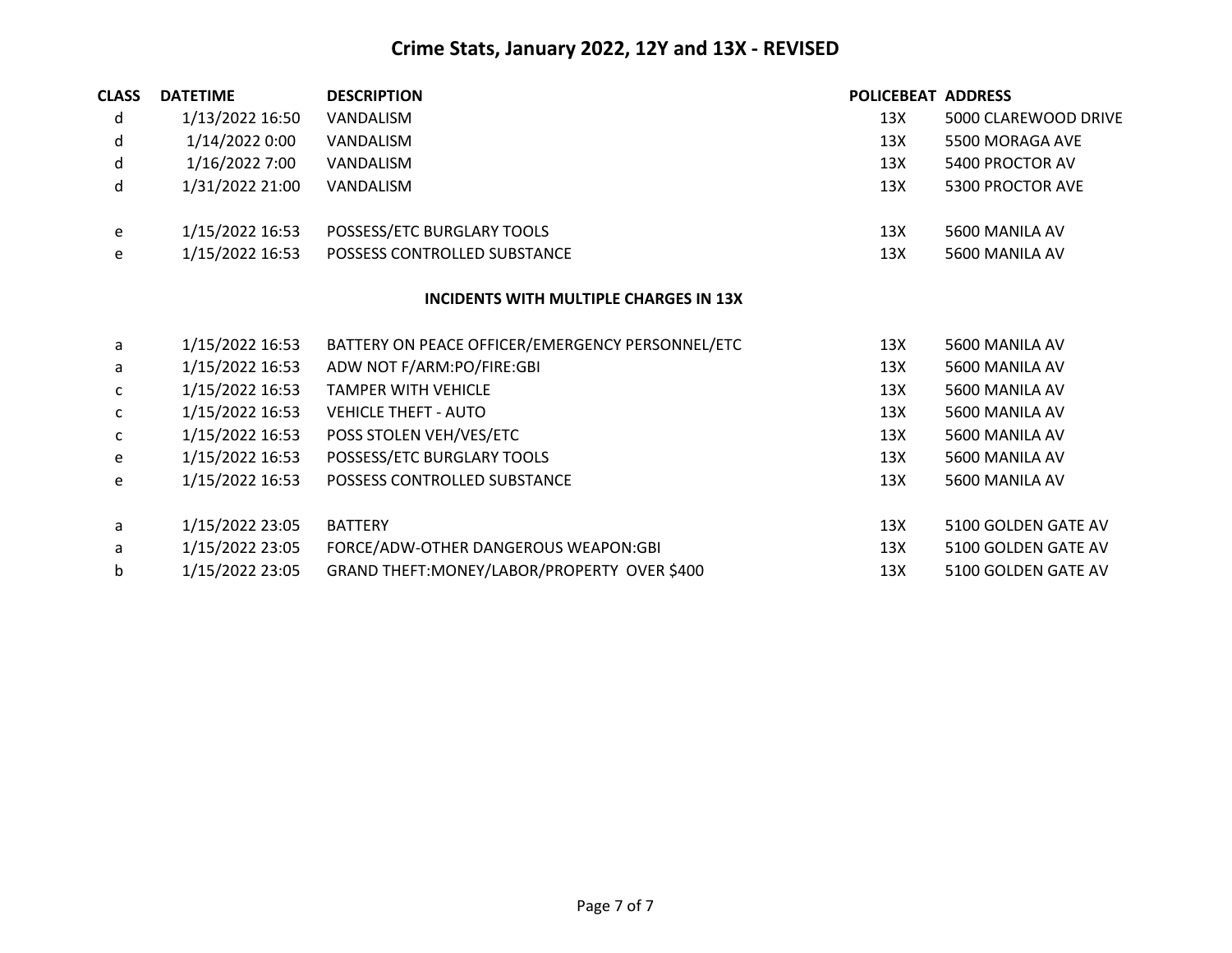# Crime Stats, January 2022, 12Y and 13X - REVISED

| CLASS | DATETIME | DESCRIPTION | POLICEBEAT | ADDRESS |
|---|---|---|---|---|
| d | 1/13/2022 16:50 | VANDALISM | 13X | 5000 CLAREWOOD DRIVE |
| d | 1/14/2022 0:00 | VANDALISM | 13X | 5500 MORAGA AVE |
| d | 1/16/2022 7:00 | VANDALISM | 13X | 5400 PROCTOR AV |
| d | 1/31/2022 21:00 | VANDALISM | 13X | 5300 PROCTOR AVE |
| | | | | |
| e | 1/15/2022 16:53 | POSSESS/ETC BURGLARY TOOLS | 13X | 5600 MANILA AV |
| e | 1/15/2022 16:53 | POSSESS CONTROLLED SUBSTANCE | 13X | 5600 MANILA AV |

**INCIDENTS WITH MULTIPLE CHARGES IN 13X**

| CLASS | DATETIME | DESCRIPTION | POLICEBEAT | ADDRESS |
|---|---|---|---|---|
| a | 1/15/2022 16:53 | BATTERY ON PEACE OFFICER/EMERGENCY PERSONNEL/ETC | 13X | 5600 MANILA AV |
| a | 1/15/2022 16:53 | ADW NOT F/ARM:PO/FIRE:GBI | 13X | 5600 MANILA AV |
| c | 1/15/2022 16:53 | TAMPER WITH VEHICLE | 13X | 5600 MANILA AV |
| c | 1/15/2022 16:53 | VEHICLE THEFT - AUTO | 13X | 5600 MANILA AV |
| c | 1/15/2022 16:53 | POSS STOLEN VEH/VES/ETC | 13X | 5600 MANILA AV |
| e | 1/15/2022 16:53 | POSSESS/ETC BURGLARY TOOLS | 13X | 5600 MANILA AV |
| e | 1/15/2022 16:53 | POSSESS CONTROLLED SUBSTANCE | 13X | 5600 MANILA AV |
| | | | | |
| a | 1/15/2022 23:05 | BATTERY | 13X | 5100 GOLDEN GATE AV |
| a | 1/15/2022 23:05 | FORCE/ADW-OTHER DANGEROUS WEAPON:GBI | 13X | 5100 GOLDEN GATE AV |
| b | 1/15/2022 23:05 | GRAND THEFT:MONEY/LABOR/PROPERTY OVER $400 | 13X | 5100 GOLDEN GATE AV |